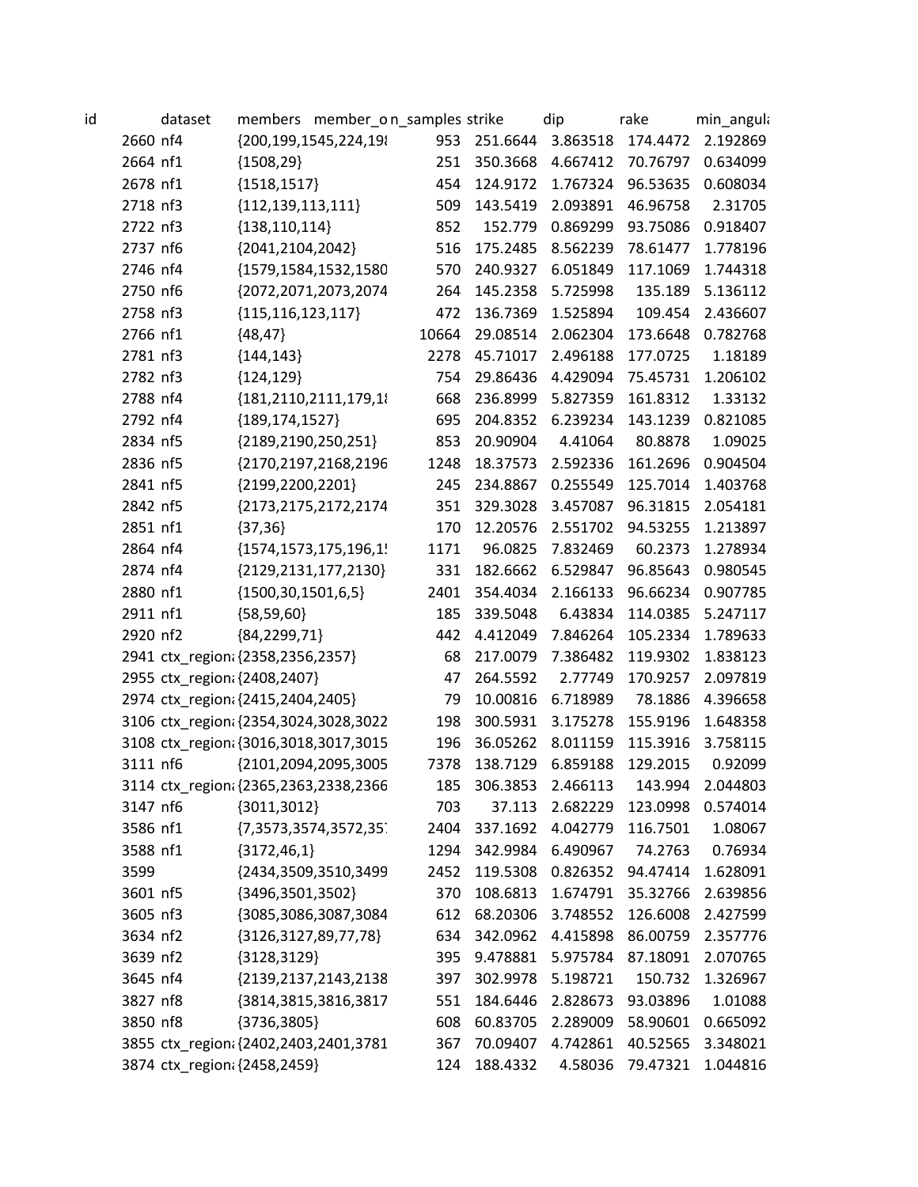| id | dataset | members | member_o | n_samples | strike | dip | rake | min_angula |
|---|---|---|---|---|---|---|---|---|
| 2660 | nf4 | {200,199,1545,224,19! | | 953 | 251.6644 | 3.863518 | 174.4472 | 2.192869 |
| 2664 | nf1 | {1508,29} | | 251 | 350.3668 | 4.667412 | 70.76797 | 0.634099 |
| 2678 | nf1 | {1518,1517} | | 454 | 124.9172 | 1.767324 | 96.53635 | 0.608034 |
| 2718 | nf3 | {112,139,113,111} | | 509 | 143.5419 | 2.093891 | 46.96758 | 2.31705 |
| 2722 | nf3 | {138,110,114} | | 852 | 152.779 | 0.869299 | 93.75086 | 0.918407 |
| 2737 | nf6 | {2041,2104,2042} | | 516 | 175.2485 | 8.562239 | 78.61477 | 1.778196 |
| 2746 | nf4 | {1579,1584,1532,1580 | | 570 | 240.9327 | 6.051849 | 117.1069 | 1.744318 |
| 2750 | nf6 | {2072,2071,2073,2074 | | 264 | 145.2358 | 5.725998 | 135.189 | 5.136112 |
| 2758 | nf3 | {115,116,123,117} | | 472 | 136.7369 | 1.525894 | 109.454 | 2.436607 |
| 2766 | nf1 | {48,47} | | 10664 | 29.08514 | 2.062304 | 173.6648 | 0.782768 |
| 2781 | nf3 | {144,143} | | 2278 | 45.71017 | 2.496188 | 177.0725 | 1.18189 |
| 2782 | nf3 | {124,129} | | 754 | 29.86436 | 4.429094 | 75.45731 | 1.206102 |
| 2788 | nf4 | {181,2110,2111,179,1! | | 668 | 236.8999 | 5.827359 | 161.8312 | 1.33132 |
| 2792 | nf4 | {189,174,1527} | | 695 | 204.8352 | 6.239234 | 143.1239 | 0.821085 |
| 2834 | nf5 | {2189,2190,250,251} | | 853 | 20.90904 | 4.41064 | 80.8878 | 1.09025 |
| 2836 | nf5 | {2170,2197,2168,2196 | | 1248 | 18.37573 | 2.592336 | 161.2696 | 0.904504 |
| 2841 | nf5 | {2199,2200,2201} | | 245 | 234.8867 | 0.255549 | 125.7014 | 1.403768 |
| 2842 | nf5 | {2173,2175,2172,2174 | | 351 | 329.3028 | 3.457087 | 96.31815 | 2.054181 |
| 2851 | nf1 | {37,36} | | 170 | 12.20576 | 2.551702 | 94.53255 | 1.213897 |
| 2864 | nf4 | {1574,1573,175,196,1! | | 1171 | 96.0825 | 7.832469 | 60.2373 | 1.278934 |
| 2874 | nf4 | {2129,2131,177,2130} | | 331 | 182.6662 | 6.529847 | 96.85643 | 0.980545 |
| 2880 | nf1 | {1500,30,1501,6,5} | | 2401 | 354.4034 | 2.166133 | 96.66234 | 0.907785 |
| 2911 | nf1 | {58,59,60} | | 185 | 339.5048 | 6.43834 | 114.0385 | 5.247117 |
| 2920 | nf2 | {84,2299,71} | | 442 | 4.412049 | 7.846264 | 105.2334 | 1.789633 |
| 2941 | ctx_region | {2358,2356,2357} | | 68 | 217.0079 | 7.386482 | 119.9302 | 1.838123 |
| 2955 | ctx_region | {2408,2407} | | 47 | 264.5592 | 2.77749 | 170.9257 | 2.097819 |
| 2974 | ctx_region | {2415,2404,2405} | | 79 | 10.00816 | 6.718989 | 78.1886 | 4.396658 |
| 3106 | ctx_region | {2354,3024,3028,3022 | | 198 | 300.5931 | 3.175278 | 155.9196 | 1.648358 |
| 3108 | ctx_region | {3016,3018,3017,3015 | | 196 | 36.05262 | 8.011159 | 115.3916 | 3.758115 |
| 3111 | nf6 | {2101,2094,2095,3005 | | 7378 | 138.7129 | 6.859188 | 129.2015 | 0.92099 |
| 3114 | ctx_region | {2365,2363,2338,2366 | | 185 | 306.3853 | 2.466113 | 143.994 | 2.044803 |
| 3147 | nf6 | {3011,3012} | | 703 | 37.113 | 2.682229 | 123.0998 | 0.574014 |
| 3586 | nf1 | {7,3573,3574,3572,35 | | 2404 | 337.1692 | 4.042779 | 116.7501 | 1.08067 |
| 3588 | nf1 | {3172,46,1} | | 1294 | 342.9984 | 6.490967 | 74.2763 | 0.76934 |
| 3599 | | {2434,3509,3510,3499 | | 2452 | 119.5308 | 0.826352 | 94.47414 | 1.628091 |
| 3601 | nf5 | {3496,3501,3502} | | 370 | 108.6813 | 1.674791 | 35.32766 | 2.639856 |
| 3605 | nf3 | {3085,3086,3087,3084 | | 612 | 68.20306 | 3.748552 | 126.6008 | 2.427599 |
| 3634 | nf2 | {3126,3127,89,77,78} | | 634 | 342.0962 | 4.415898 | 86.00759 | 2.357776 |
| 3639 | nf2 | {3128,3129} | | 395 | 9.478881 | 5.975784 | 87.18091 | 2.070765 |
| 3645 | nf4 | {2139,2137,2143,2138 | | 397 | 302.9978 | 5.198721 | 150.732 | 1.326967 |
| 3827 | nf8 | {3814,3815,3816,3817 | | 551 | 184.6446 | 2.828673 | 93.03896 | 1.01088 |
| 3850 | nf8 | {3736,3805} | | 608 | 60.83705 | 2.289009 | 58.90601 | 0.665092 |
| 3855 | ctx_region | {2402,2403,2401,3781 | | 367 | 70.09407 | 4.742861 | 40.52565 | 3.348021 |
| 3874 | ctx_region | {2458,2459} | | 124 | 188.4332 | 4.58036 | 79.47321 | 1.044816 |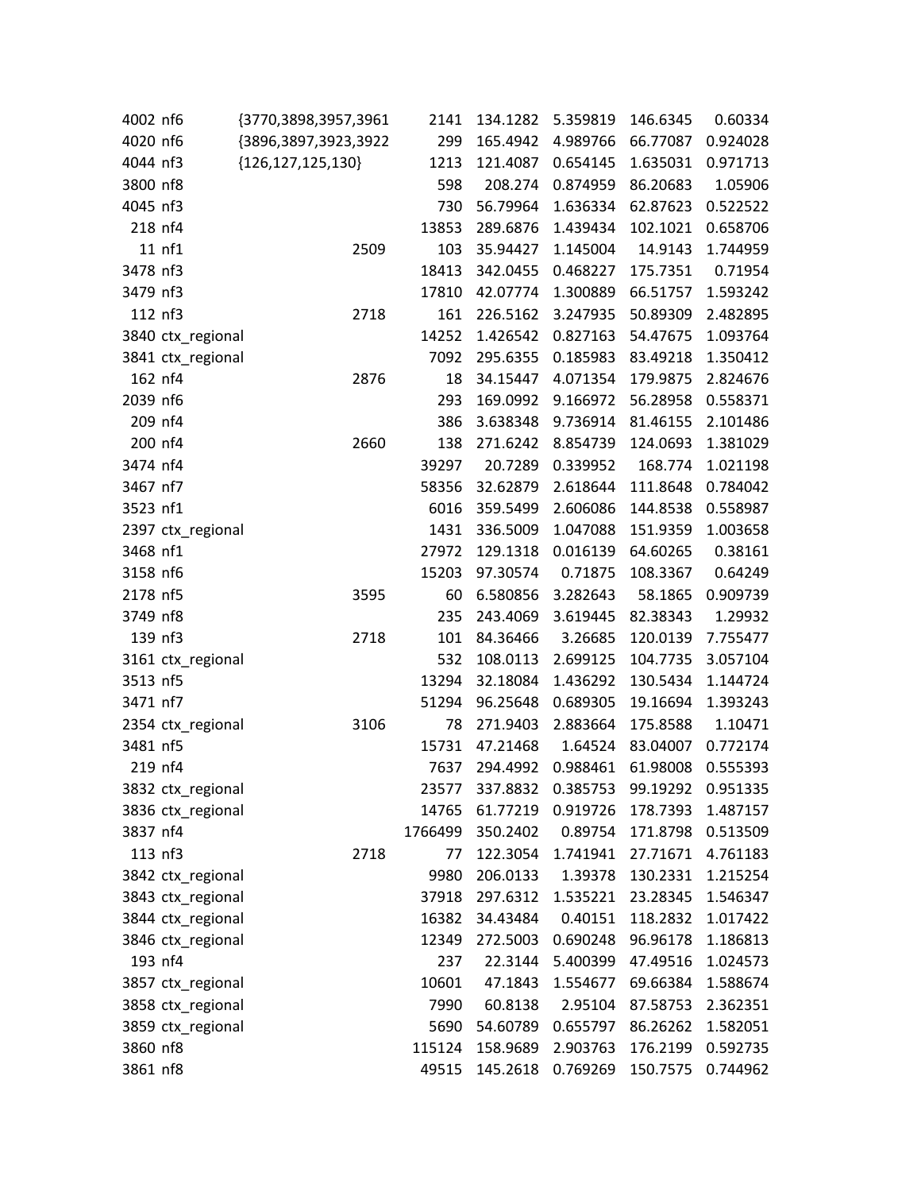| | | | | | | | | |
|---|---|---|---|---|---|---|---|---|
| 4002 | nf6 | {3770,3898,3957,3961 | | 2141 | 134.1282 | 5.359819 | 146.6345 | 0.60334 |
| 4020 | nf6 | {3896,3897,3923,3922 | | 299 | 165.4942 | 4.989766 | 66.77087 | 0.924028 |
| 4044 | nf3 | {126,127,125,130} | | 1213 | 121.4087 | 0.654145 | 1.635031 | 0.971713 |
| 3800 | nf8 | | | 598 | 208.274 | 0.874959 | 86.20683 | 1.05906 |
| 4045 | nf3 | | | 730 | 56.79964 | 1.636334 | 62.87623 | 0.522522 |
| 218 | nf4 | | | 13853 | 289.6876 | 1.439434 | 102.1021 | 0.658706 |
| 11 | nf1 | | 2509 | 103 | 35.94427 | 1.145004 | 14.9143 | 1.744959 |
| 3478 | nf3 | | | 18413 | 342.0455 | 0.468227 | 175.7351 | 0.71954 |
| 3479 | nf3 | | | 17810 | 42.07774 | 1.300889 | 66.51757 | 1.593242 |
| 112 | nf3 | | 2718 | 161 | 226.5162 | 3.247935 | 50.89309 | 2.482895 |
| 3840 | ctx_regional | | | 14252 | 1.426542 | 0.827163 | 54.47675 | 1.093764 |
| 3841 | ctx_regional | | | 7092 | 295.6355 | 0.185983 | 83.49218 | 1.350412 |
| 162 | nf4 | | 2876 | 18 | 34.15447 | 4.071354 | 179.9875 | 2.824676 |
| 2039 | nf6 | | | 293 | 169.0992 | 9.166972 | 56.28958 | 0.558371 |
| 209 | nf4 | | | 386 | 3.638348 | 9.736914 | 81.46155 | 2.101486 |
| 200 | nf4 | | 2660 | 138 | 271.6242 | 8.854739 | 124.0693 | 1.381029 |
| 3474 | nf4 | | | 39297 | 20.7289 | 0.339952 | 168.774 | 1.021198 |
| 3467 | nf7 | | | 58356 | 32.62879 | 2.618644 | 111.8648 | 0.784042 |
| 3523 | nf1 | | | 6016 | 359.5499 | 2.606086 | 144.8538 | 0.558987 |
| 2397 | ctx_regional | | | 1431 | 336.5009 | 1.047088 | 151.9359 | 1.003658 |
| 3468 | nf1 | | | 27972 | 129.1318 | 0.016139 | 64.60265 | 0.38161 |
| 3158 | nf6 | | | 15203 | 97.30574 | 0.71875 | 108.3367 | 0.64249 |
| 2178 | nf5 | | 3595 | 60 | 6.580856 | 3.282643 | 58.1865 | 0.909739 |
| 3749 | nf8 | | | 235 | 243.4069 | 3.619445 | 82.38343 | 1.29932 |
| 139 | nf3 | | 2718 | 101 | 84.36466 | 3.26685 | 120.0139 | 7.755477 |
| 3161 | ctx_regional | | | 532 | 108.0113 | 2.699125 | 104.7735 | 3.057104 |
| 3513 | nf5 | | | 13294 | 32.18084 | 1.436292 | 130.5434 | 1.144724 |
| 3471 | nf7 | | | 51294 | 96.25648 | 0.689305 | 19.16694 | 1.393243 |
| 2354 | ctx_regional | | 3106 | 78 | 271.9403 | 2.883664 | 175.8588 | 1.10471 |
| 3481 | nf5 | | | 15731 | 47.21468 | 1.64524 | 83.04007 | 0.772174 |
| 219 | nf4 | | | 7637 | 294.4992 | 0.988461 | 61.98008 | 0.555393 |
| 3832 | ctx_regional | | | 23577 | 337.8832 | 0.385753 | 99.19292 | 0.951335 |
| 3836 | ctx_regional | | | 14765 | 61.77219 | 0.919726 | 178.7393 | 1.487157 |
| 3837 | nf4 | | | 1766499 | 350.2402 | 0.89754 | 171.8798 | 0.513509 |
| 113 | nf3 | | 2718 | 77 | 122.3054 | 1.741941 | 27.71671 | 4.761183 |
| 3842 | ctx_regional | | | 9980 | 206.0133 | 1.39378 | 130.2331 | 1.215254 |
| 3843 | ctx_regional | | | 37918 | 297.6312 | 1.535221 | 23.28345 | 1.546347 |
| 3844 | ctx_regional | | | 16382 | 34.43484 | 0.40151 | 118.2832 | 1.017422 |
| 3846 | ctx_regional | | | 12349 | 272.5003 | 0.690248 | 96.96178 | 1.186813 |
| 193 | nf4 | | | 237 | 22.3144 | 5.400399 | 47.49516 | 1.024573 |
| 3857 | ctx_regional | | | 10601 | 47.1843 | 1.554677 | 69.66384 | 1.588674 |
| 3858 | ctx_regional | | | 7990 | 60.8138 | 2.95104 | 87.58753 | 2.362351 |
| 3859 | ctx_regional | | | 5690 | 54.60789 | 0.655797 | 86.26262 | 1.582051 |
| 3860 | nf8 | | | 115124 | 158.9689 | 2.903763 | 176.2199 | 0.592735 |
| 3861 | nf8 | | | 49515 | 145.2618 | 0.769269 | 150.7575 | 0.744962 |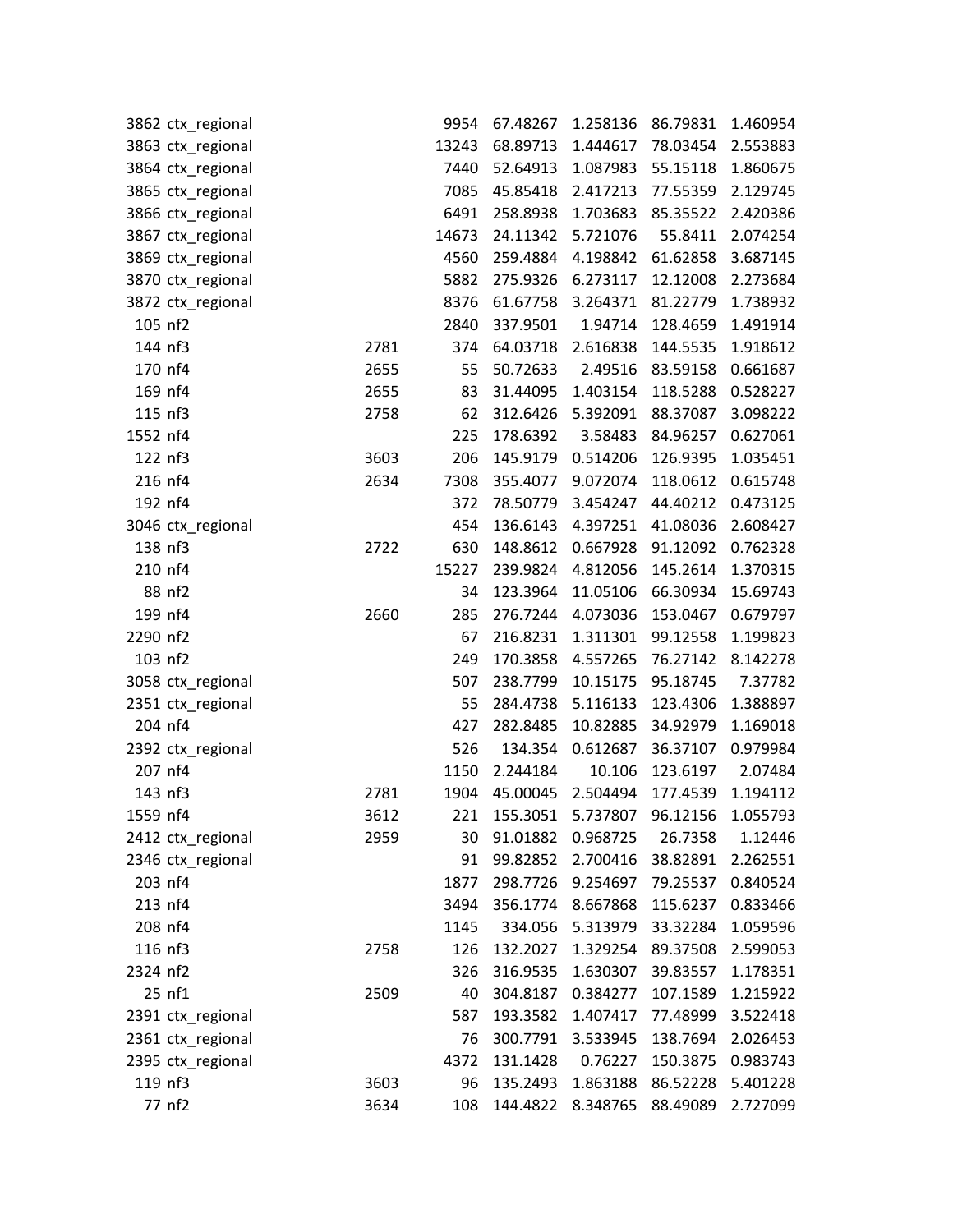| | | | | | | | |
|---|---|---|---|---|---|---|---|
| 3862 | ctx_regional | | 9954 | 67.48267 | 1.258136 | 86.79831 | 1.460954 |
| 3863 | ctx_regional | | 13243 | 68.89713 | 1.444617 | 78.03454 | 2.553883 |
| 3864 | ctx_regional | | 7440 | 52.64913 | 1.087983 | 55.15118 | 1.860675 |
| 3865 | ctx_regional | | 7085 | 45.85418 | 2.417213 | 77.55359 | 2.129745 |
| 3866 | ctx_regional | | 6491 | 258.8938 | 1.703683 | 85.35522 | 2.420386 |
| 3867 | ctx_regional | | 14673 | 24.11342 | 5.721076 | 55.8411 | 2.074254 |
| 3869 | ctx_regional | | 4560 | 259.4884 | 4.198842 | 61.62858 | 3.687145 |
| 3870 | ctx_regional | | 5882 | 275.9326 | 6.273117 | 12.12008 | 2.273684 |
| 3872 | ctx_regional | | 8376 | 61.67758 | 3.264371 | 81.22779 | 1.738932 |
| 105 | nf2 | | 2840 | 337.9501 | 1.94714 | 128.4659 | 1.491914 |
| 144 | nf3 | 2781 | 374 | 64.03718 | 2.616838 | 144.5535 | 1.918612 |
| 170 | nf4 | 2655 | 55 | 50.72633 | 2.49516 | 83.59158 | 0.661687 |
| 169 | nf4 | 2655 | 83 | 31.44095 | 1.403154 | 118.5288 | 0.528227 |
| 115 | nf3 | 2758 | 62 | 312.6426 | 5.392091 | 88.37087 | 3.098222 |
| 1552 | nf4 | | 225 | 178.6392 | 3.58483 | 84.96257 | 0.627061 |
| 122 | nf3 | 3603 | 206 | 145.9179 | 0.514206 | 126.9395 | 1.035451 |
| 216 | nf4 | 2634 | 7308 | 355.4077 | 9.072074 | 118.0612 | 0.615748 |
| 192 | nf4 | | 372 | 78.50779 | 3.454247 | 44.40212 | 0.473125 |
| 3046 | ctx_regional | | 454 | 136.6143 | 4.397251 | 41.08036 | 2.608427 |
| 138 | nf3 | 2722 | 630 | 148.8612 | 0.667928 | 91.12092 | 0.762328 |
| 210 | nf4 | | 15227 | 239.9824 | 4.812056 | 145.2614 | 1.370315 |
| 88 | nf2 | | 34 | 123.3964 | 11.05106 | 66.30934 | 15.69743 |
| 199 | nf4 | 2660 | 285 | 276.7244 | 4.073036 | 153.0467 | 0.679797 |
| 2290 | nf2 | | 67 | 216.8231 | 1.311301 | 99.12558 | 1.199823 |
| 103 | nf2 | | 249 | 170.3858 | 4.557265 | 76.27142 | 8.142278 |
| 3058 | ctx_regional | | 507 | 238.7799 | 10.15175 | 95.18745 | 7.37782 |
| 2351 | ctx_regional | | 55 | 284.4738 | 5.116133 | 123.4306 | 1.388897 |
| 204 | nf4 | | 427 | 282.8485 | 10.82885 | 34.92979 | 1.169018 |
| 2392 | ctx_regional | | 526 | 134.354 | 0.612687 | 36.37107 | 0.979984 |
| 207 | nf4 | | 1150 | 2.244184 | 10.106 | 123.6197 | 2.07484 |
| 143 | nf3 | 2781 | 1904 | 45.00045 | 2.504494 | 177.4539 | 1.194112 |
| 1559 | nf4 | 3612 | 221 | 155.3051 | 5.737807 | 96.12156 | 1.055793 |
| 2412 | ctx_regional | 2959 | 30 | 91.01882 | 0.968725 | 26.7358 | 1.12446 |
| 2346 | ctx_regional | | 91 | 99.82852 | 2.700416 | 38.82891 | 2.262551 |
| 203 | nf4 | | 1877 | 298.7726 | 9.254697 | 79.25537 | 0.840524 |
| 213 | nf4 | | 3494 | 356.1774 | 8.667868 | 115.6237 | 0.833466 |
| 208 | nf4 | | 1145 | 334.056 | 5.313979 | 33.32284 | 1.059596 |
| 116 | nf3 | 2758 | 126 | 132.2027 | 1.329254 | 89.37508 | 2.599053 |
| 2324 | nf2 | | 326 | 316.9535 | 1.630307 | 39.83557 | 1.178351 |
| 25 | nf1 | 2509 | 40 | 304.8187 | 0.384277 | 107.1589 | 1.215922 |
| 2391 | ctx_regional | | 587 | 193.3582 | 1.407417 | 77.48999 | 3.522418 |
| 2361 | ctx_regional | | 76 | 300.7791 | 3.533945 | 138.7694 | 2.026453 |
| 2395 | ctx_regional | | 4372 | 131.1428 | 0.76227 | 150.3875 | 0.983743 |
| 119 | nf3 | 3603 | 96 | 135.2493 | 1.863188 | 86.52228 | 5.401228 |
| 77 | nf2 | 3634 | 108 | 144.4822 | 8.348765 | 88.49089 | 2.727099 |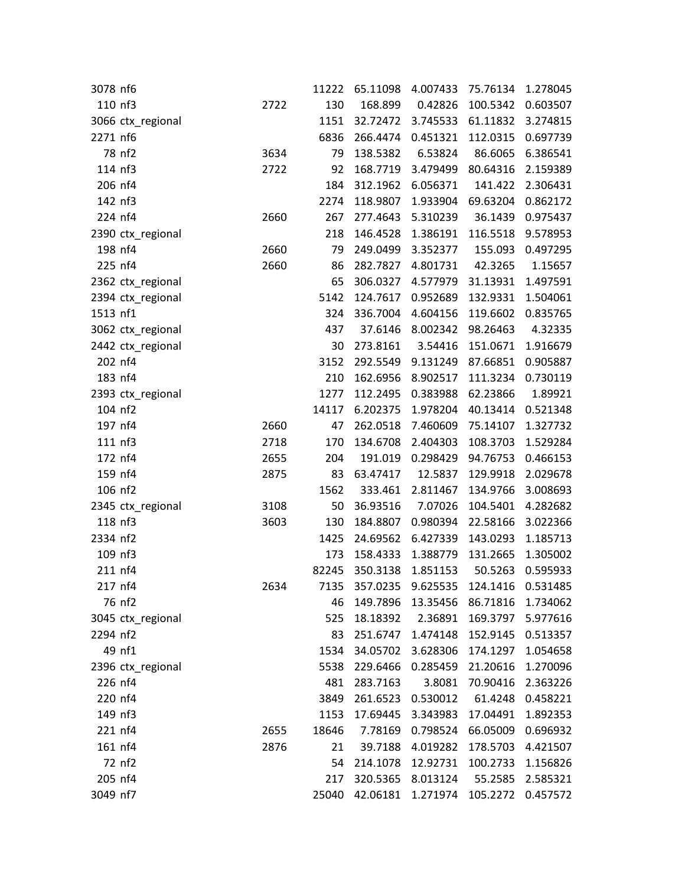|  |  |  |  |  |  |  |  |
|---|---|---|---|---|---|---|---|
| 3078 | nf6 |  | 11222 | 65.11098 | 4.007433 | 75.76134 | 1.278045 |
| 110 | nf3 | 2722 | 130 | 168.899 | 0.42826 | 100.5342 | 0.603507 |
| 3066 | ctx_regional |  | 1151 | 32.72472 | 3.745533 | 61.11832 | 3.274815 |
| 2271 | nf6 |  | 6836 | 266.4474 | 0.451321 | 112.0315 | 0.697739 |
| 78 | nf2 | 3634 | 79 | 138.5382 | 6.53824 | 86.6065 | 6.386541 |
| 114 | nf3 | 2722 | 92 | 168.7719 | 3.479499 | 80.64316 | 2.159389 |
| 206 | nf4 |  | 184 | 312.1962 | 6.056371 | 141.422 | 2.306431 |
| 142 | nf3 |  | 2274 | 118.9807 | 1.933904 | 69.63204 | 0.862172 |
| 224 | nf4 | 2660 | 267 | 277.4643 | 5.310239 | 36.1439 | 0.975437 |
| 2390 | ctx_regional |  | 218 | 146.4528 | 1.386191 | 116.5518 | 9.578953 |
| 198 | nf4 | 2660 | 79 | 249.0499 | 3.352377 | 155.093 | 0.497295 |
| 225 | nf4 | 2660 | 86 | 282.7827 | 4.801731 | 42.3265 | 1.15657 |
| 2362 | ctx_regional |  | 65 | 306.0327 | 4.577979 | 31.13931 | 1.497591 |
| 2394 | ctx_regional |  | 5142 | 124.7617 | 0.952689 | 132.9331 | 1.504061 |
| 1513 | nf1 |  | 324 | 336.7004 | 4.604156 | 119.6602 | 0.835765 |
| 3062 | ctx_regional |  | 437 | 37.6146 | 8.002342 | 98.26463 | 4.32335 |
| 2442 | ctx_regional |  | 30 | 273.8161 | 3.54416 | 151.0671 | 1.916679 |
| 202 | nf4 |  | 3152 | 292.5549 | 9.131249 | 87.66851 | 0.905887 |
| 183 | nf4 |  | 210 | 162.6956 | 8.902517 | 111.3234 | 0.730119 |
| 2393 | ctx_regional |  | 1277 | 112.2495 | 0.383988 | 62.23866 | 1.89921 |
| 104 | nf2 |  | 14117 | 6.202375 | 1.978204 | 40.13414 | 0.521348 |
| 197 | nf4 | 2660 | 47 | 262.0518 | 7.460609 | 75.14107 | 1.327732 |
| 111 | nf3 | 2718 | 170 | 134.6708 | 2.404303 | 108.3703 | 1.529284 |
| 172 | nf4 | 2655 | 204 | 191.019 | 0.298429 | 94.76753 | 0.466153 |
| 159 | nf4 | 2875 | 83 | 63.47417 | 12.5837 | 129.9918 | 2.029678 |
| 106 | nf2 |  | 1562 | 333.461 | 2.811467 | 134.9766 | 3.008693 |
| 2345 | ctx_regional | 3108 | 50 | 36.93516 | 7.07026 | 104.5401 | 4.282682 |
| 118 | nf3 | 3603 | 130 | 184.8807 | 0.980394 | 22.58166 | 3.022366 |
| 2334 | nf2 |  | 1425 | 24.69562 | 6.427339 | 143.0293 | 1.185713 |
| 109 | nf3 |  | 173 | 158.4333 | 1.388779 | 131.2665 | 1.305002 |
| 211 | nf4 |  | 82245 | 350.3138 | 1.851153 | 50.5263 | 0.595933 |
| 217 | nf4 | 2634 | 7135 | 357.0235 | 9.625535 | 124.1416 | 0.531485 |
| 76 | nf2 |  | 46 | 149.7896 | 13.35456 | 86.71816 | 1.734062 |
| 3045 | ctx_regional |  | 525 | 18.18392 | 2.36891 | 169.3797 | 5.977616 |
| 2294 | nf2 |  | 83 | 251.6747 | 1.474148 | 152.9145 | 0.513357 |
| 49 | nf1 |  | 1534 | 34.05702 | 3.628306 | 174.1297 | 1.054658 |
| 2396 | ctx_regional |  | 5538 | 229.6466 | 0.285459 | 21.20616 | 1.270096 |
| 226 | nf4 |  | 481 | 283.7163 | 3.8081 | 70.90416 | 2.363226 |
| 220 | nf4 |  | 3849 | 261.6523 | 0.530012 | 61.4248 | 0.458221 |
| 149 | nf3 |  | 1153 | 17.69445 | 3.343983 | 17.04491 | 1.892353 |
| 221 | nf4 | 2655 | 18646 | 7.78169 | 0.798524 | 66.05009 | 0.696932 |
| 161 | nf4 | 2876 | 21 | 39.7188 | 4.019282 | 178.5703 | 4.421507 |
| 72 | nf2 |  | 54 | 214.1078 | 12.92731 | 100.2733 | 1.156826 |
| 205 | nf4 |  | 217 | 320.5365 | 8.013124 | 55.2585 | 2.585321 |
| 3049 | nf7 |  | 25040 | 42.06181 | 1.271974 | 105.2272 | 0.457572 |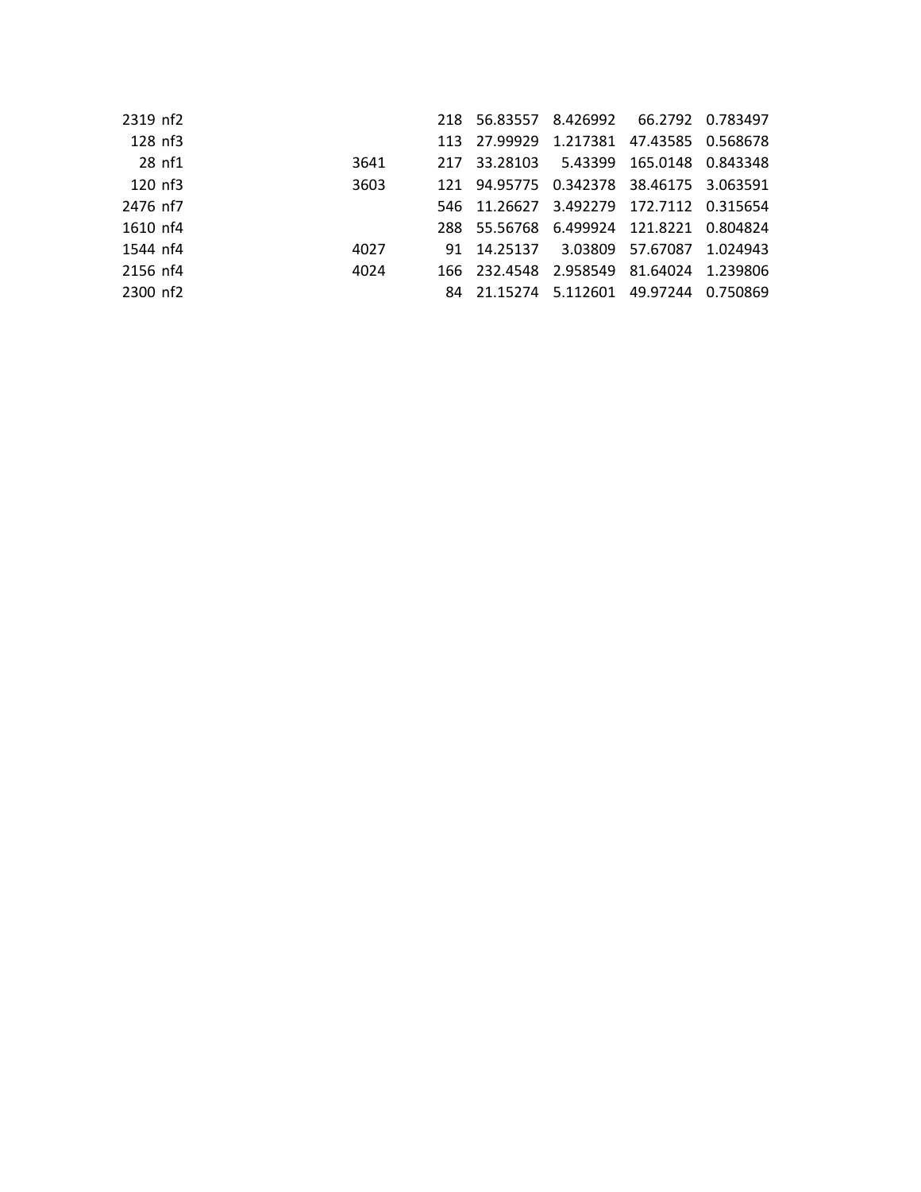| | | | | | | | |
|---|---|---|---|---|---|---|---|
| 2319 | nf2 | | 218 | 56.83557 | 8.426992 | 66.2792 | 0.783497 |
| 128 | nf3 | | 113 | 27.99929 | 1.217381 | 47.43585 | 0.568678 |
| 28 | nf1 | 3641 | 217 | 33.28103 | 5.43399 | 165.0148 | 0.843348 |
| 120 | nf3 | 3603 | 121 | 94.95775 | 0.342378 | 38.46175 | 3.063591 |
| 2476 | nf7 | | 546 | 11.26627 | 3.492279 | 172.7112 | 0.315654 |
| 1610 | nf4 | | 288 | 55.56768 | 6.499924 | 121.8221 | 0.804824 |
| 1544 | nf4 | 4027 | 91 | 14.25137 | 3.03809 | 57.67087 | 1.024943 |
| 2156 | nf4 | 4024 | 166 | 232.4548 | 2.958549 | 81.64024 | 1.239806 |
| 2300 | nf2 | | 84 | 21.15274 | 5.112601 | 49.97244 | 0.750869 |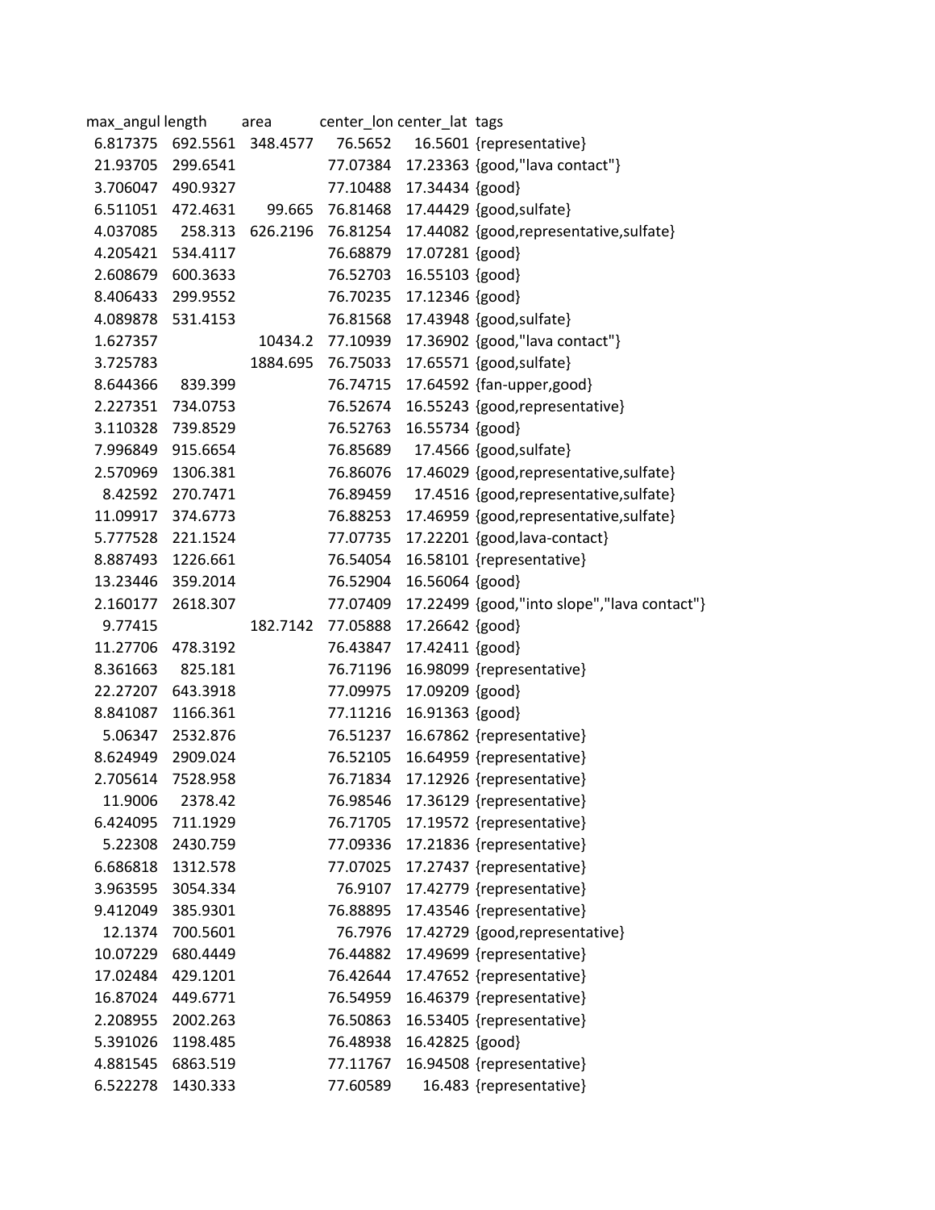| max_angul | length | area | center_lon | center_lat | tags |
|---|---|---|---|---|---|
| 6.817375 | 692.5561 | 348.4577 | 76.5652 | 16.5601 | {representative} |
| 21.93705 | 299.6541 | | 77.07384 | 17.23363 | {good,"lava contact"} |
| 3.706047 | 490.9327 | | 77.10488 | 17.34434 | {good} |
| 6.511051 | 472.4631 | 99.665 | 76.81468 | 17.44429 | {good,sulfate} |
| 4.037085 | 258.313 | 626.2196 | 76.81254 | 17.44082 | {good,representative,sulfate} |
| 4.205421 | 534.4117 | | 76.68879 | 17.07281 | {good} |
| 2.608679 | 600.3633 | | 76.52703 | 16.55103 | {good} |
| 8.406433 | 299.9552 | | 76.70235 | 17.12346 | {good} |
| 4.089878 | 531.4153 | | 76.81568 | 17.43948 | {good,sulfate} |
| 1.627357 | | 10434.2 | 77.10939 | 17.36902 | {good,"lava contact"} |
| 3.725783 | | 1884.695 | 76.75033 | 17.65571 | {good,sulfate} |
| 8.644366 | 839.399 | | 76.74715 | 17.64592 | {fan-upper,good} |
| 2.227351 | 734.0753 | | 76.52674 | 16.55243 | {good,representative} |
| 3.110328 | 739.8529 | | 76.52763 | 16.55734 | {good} |
| 7.996849 | 915.6654 | | 76.85689 | 17.4566 | {good,sulfate} |
| 2.570969 | 1306.381 | | 76.86076 | 17.46029 | {good,representative,sulfate} |
| 8.42592 | 270.7471 | | 76.89459 | 17.4516 | {good,representative,sulfate} |
| 11.09917 | 374.6773 | | 76.88253 | 17.46959 | {good,representative,sulfate} |
| 5.777528 | 221.1524 | | 77.07735 | 17.22201 | {good,lava-contact} |
| 8.887493 | 1226.661 | | 76.54054 | 16.58101 | {representative} |
| 13.23446 | 359.2014 | | 76.52904 | 16.56064 | {good} |
| 2.160177 | 2618.307 | | 77.07409 | 17.22499 | {good,"into slope","lava contact"} |
| 9.77415 | | 182.7142 | 77.05888 | 17.26642 | {good} |
| 11.27706 | 478.3192 | | 76.43847 | 17.42411 | {good} |
| 8.361663 | 825.181 | | 76.71196 | 16.98099 | {representative} |
| 22.27207 | 643.3918 | | 77.09975 | 17.09209 | {good} |
| 8.841087 | 1166.361 | | 77.11216 | 16.91363 | {good} |
| 5.06347 | 2532.876 | | 76.51237 | 16.67862 | {representative} |
| 8.624949 | 2909.024 | | 76.52105 | 16.64959 | {representative} |
| 2.705614 | 7528.958 | | 76.71834 | 17.12926 | {representative} |
| 11.9006 | 2378.42 | | 76.98546 | 17.36129 | {representative} |
| 6.424095 | 711.1929 | | 76.71705 | 17.19572 | {representative} |
| 5.22308 | 2430.759 | | 77.09336 | 17.21836 | {representative} |
| 6.686818 | 1312.578 | | 77.07025 | 17.27437 | {representative} |
| 3.963595 | 3054.334 | | 76.9107 | 17.42779 | {representative} |
| 9.412049 | 385.9301 | | 76.88895 | 17.43546 | {representative} |
| 12.1374 | 700.5601 | | 76.7976 | 17.42729 | {good,representative} |
| 10.07229 | 680.4449 | | 76.44882 | 17.49699 | {representative} |
| 17.02484 | 429.1201 | | 76.42644 | 17.47652 | {representative} |
| 16.87024 | 449.6771 | | 76.54959 | 16.46379 | {representative} |
| 2.208955 | 2002.263 | | 76.50863 | 16.53405 | {representative} |
| 5.391026 | 1198.485 | | 76.48938 | 16.42825 | {good} |
| 4.881545 | 6863.519 | | 77.11767 | 16.94508 | {representative} |
| 6.522278 | 1430.333 | | 77.60589 | 16.483 | {representative} |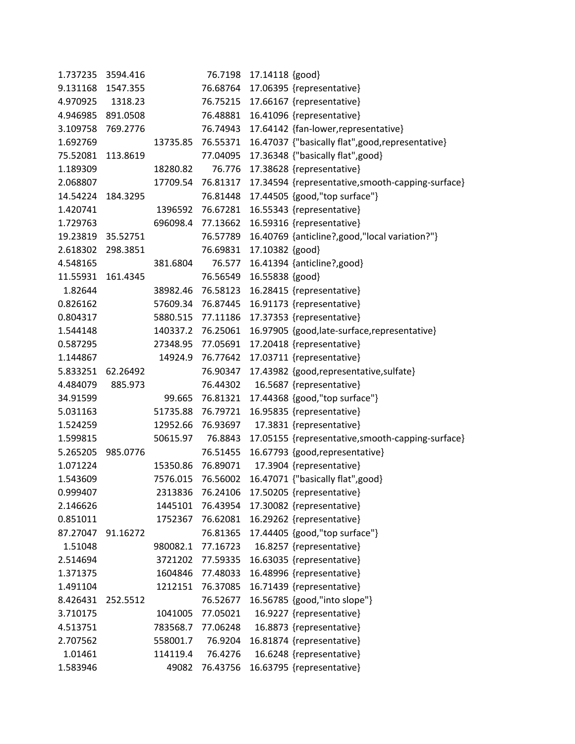| | | | | | |
|---|---|---|---|---|---|
| 1.737235 | 3594.416 | | 76.7198 | 17.14118 | {good} |
| 9.131168 | 1547.355 | | 76.68764 | 17.06395 | {representative} |
| 4.970925 | 1318.23 | | 76.75215 | 17.66167 | {representative} |
| 4.946985 | 891.0508 | | 76.48881 | 16.41096 | {representative} |
| 3.109758 | 769.2776 | | 76.74943 | 17.64142 | {fan-lower,representative} |
| 1.692769 | | 13735.85 | 76.55371 | 16.47037 | {"basically flat",good,representative} |
| 75.52081 | 113.8619 | | 77.04095 | 17.36348 | {"basically flat",good} |
| 1.189309 | | 18280.82 | 76.776 | 17.38628 | {representative} |
| 2.068807 | | 17709.54 | 76.81317 | 17.34594 | {representative,smooth-capping-surface} |
| 14.54224 | 184.3295 | | 76.81448 | 17.44505 | {good,"top surface"} |
| 1.420741 | | 1396592 | 76.67281 | 16.55343 | {representative} |
| 1.729763 | | 696098.4 | 77.13662 | 16.59316 | {representative} |
| 19.23819 | 35.52751 | | 76.57789 | 16.40769 | {anticline?,good,"local variation?"} |
| 2.618302 | 298.3851 | | 76.69831 | 17.10382 | {good} |
| 4.548165 | | 381.6804 | 76.577 | 16.41394 | {anticline?,good} |
| 11.55931 | 161.4345 | | 76.56549 | 16.55838 | {good} |
| 1.82644 | | 38982.46 | 76.58123 | 16.28415 | {representative} |
| 0.826162 | | 57609.34 | 76.87445 | 16.91173 | {representative} |
| 0.804317 | | 5880.515 | 77.11186 | 17.37353 | {representative} |
| 1.544148 | | 140337.2 | 76.25061 | 16.97905 | {good,late-surface,representative} |
| 0.587295 | | 27348.95 | 77.05691 | 17.20418 | {representative} |
| 1.144867 | | 14924.9 | 76.77642 | 17.03711 | {representative} |
| 5.833251 | 62.26492 | | 76.90347 | 17.43982 | {good,representative,sulfate} |
| 4.484079 | 885.973 | | 76.44302 | 16.5687 | {representative} |
| 34.91599 | | 99.665 | 76.81321 | 17.44368 | {good,"top surface"} |
| 5.031163 | | 51735.88 | 76.79721 | 16.95835 | {representative} |
| 1.524259 | | 12952.66 | 76.93697 | 17.3831 | {representative} |
| 1.599815 | | 50615.97 | 76.8843 | 17.05155 | {representative,smooth-capping-surface} |
| 5.265205 | 985.0776 | | 76.51455 | 16.67793 | {good,representative} |
| 1.071224 | | 15350.86 | 76.89071 | 17.3904 | {representative} |
| 1.543609 | | 7576.015 | 76.56002 | 16.47071 | {"basically flat",good} |
| 0.999407 | | 2313836 | 76.24106 | 17.50205 | {representative} |
| 2.146626 | | 1445101 | 76.43954 | 17.30082 | {representative} |
| 0.851011 | | 1752367 | 76.62081 | 16.29262 | {representative} |
| 87.27047 | 91.16272 | | 76.81365 | 17.44405 | {good,"top surface"} |
| 1.51048 | | 980082.1 | 77.16723 | 16.8257 | {representative} |
| 2.514694 | | 3721202 | 77.59335 | 16.63035 | {representative} |
| 1.371375 | | 1604846 | 77.48033 | 16.48996 | {representative} |
| 1.491104 | | 1212151 | 76.37085 | 16.71439 | {representative} |
| 8.426431 | 252.5512 | | 76.52677 | 16.56785 | {good,"into slope"} |
| 3.710175 | | 1041005 | 77.05021 | 16.9227 | {representative} |
| 4.513751 | | 783568.7 | 77.06248 | 16.8873 | {representative} |
| 2.707562 | | 558001.7 | 76.9204 | 16.81874 | {representative} |
| 1.01461 | | 114119.4 | 76.4276 | 16.6248 | {representative} |
| 1.583946 | | 49082 | 76.43756 | 16.63795 | {representative} |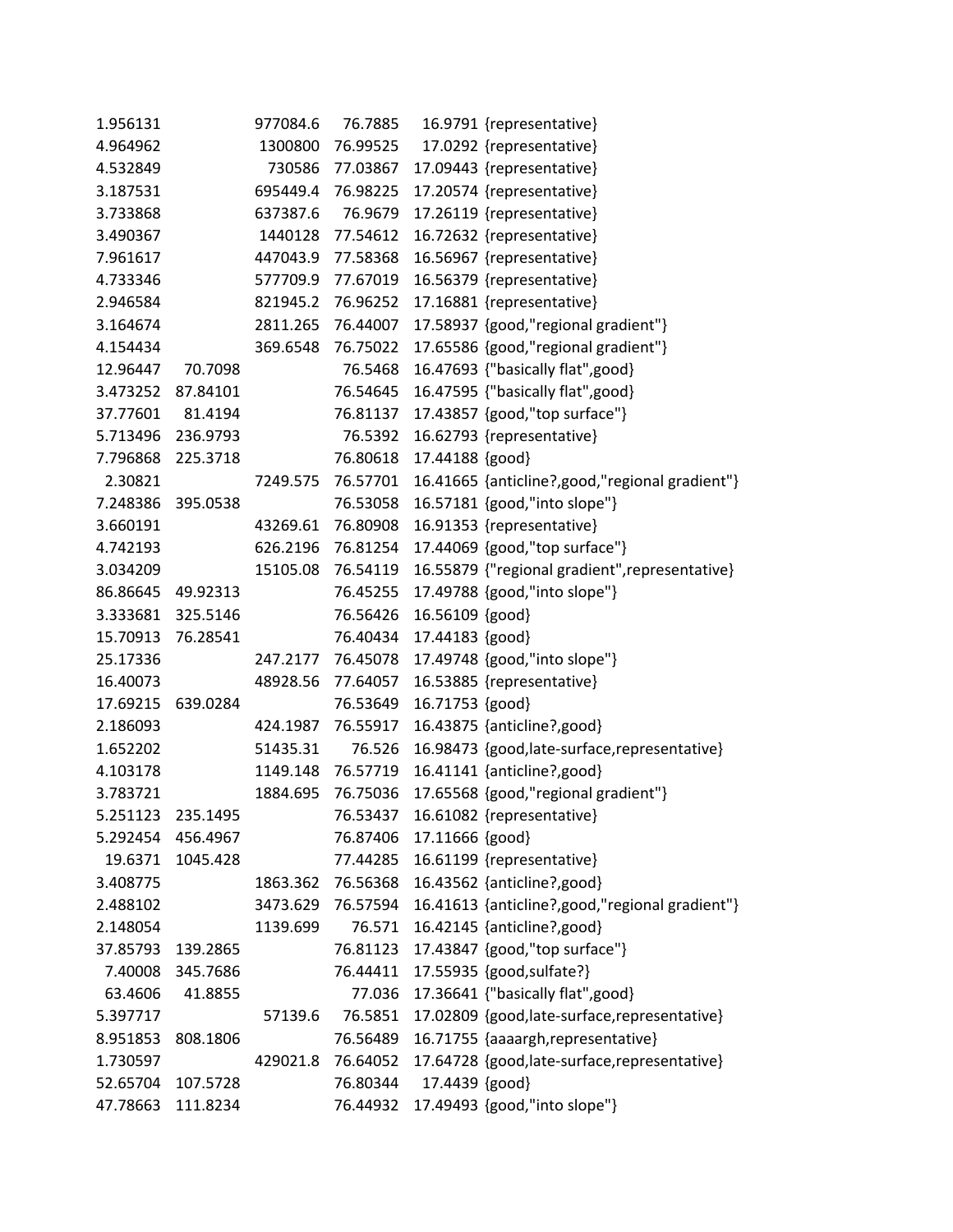| | | | | | |
|---|---|---|---|---|---|
| 1.956131 | | 977084.6 | 76.7885 | 16.9791 | {representative} |
| 4.964962 | | 1300800 | 76.99525 | 17.0292 | {representative} |
| 4.532849 | | 730586 | 77.03867 | 17.09443 | {representative} |
| 3.187531 | | 695449.4 | 76.98225 | 17.20574 | {representative} |
| 3.733868 | | 637387.6 | 76.9679 | 17.26119 | {representative} |
| 3.490367 | | 1440128 | 77.54612 | 16.72632 | {representative} |
| 7.961617 | | 447043.9 | 77.58368 | 16.56967 | {representative} |
| 4.733346 | | 577709.9 | 77.67019 | 16.56379 | {representative} |
| 2.946584 | | 821945.2 | 76.96252 | 17.16881 | {representative} |
| 3.164674 | | 2811.265 | 76.44007 | 17.58937 | {good,"regional gradient"} |
| 4.154434 | | 369.6548 | 76.75022 | 17.65586 | {good,"regional gradient"} |
| 12.96447 | 70.7098 | | 76.5468 | 16.47693 | {"basically flat",good} |
| 3.473252 | 87.84101 | | 76.54645 | 16.47595 | {"basically flat",good} |
| 37.77601 | 81.4194 | | 76.81137 | 17.43857 | {good,"top surface"} |
| 5.713496 | 236.9793 | | 76.5392 | 16.62793 | {representative} |
| 7.796868 | 225.3718 | | 76.80618 | 17.44188 | {good} |
| 2.30821 | | 7249.575 | 76.57701 | 16.41665 | {anticline?,good,"regional gradient"} |
| 7.248386 | 395.0538 | | 76.53058 | 16.57181 | {good,"into slope"} |
| 3.660191 | | 43269.61 | 76.80908 | 16.91353 | {representative} |
| 4.742193 | | 626.2196 | 76.81254 | 17.44069 | {good,"top surface"} |
| 3.034209 | | 15105.08 | 76.54119 | 16.55879 | {"regional gradient",representative} |
| 86.86645 | 49.92313 | | 76.45255 | 17.49788 | {good,"into slope"} |
| 3.333681 | 325.5146 | | 76.56426 | 16.56109 | {good} |
| 15.70913 | 76.28541 | | 76.40434 | 17.44183 | {good} |
| 25.17336 | | 247.2177 | 76.45078 | 17.49748 | {good,"into slope"} |
| 16.40073 | | 48928.56 | 77.64057 | 16.53885 | {representative} |
| 17.69215 | 639.0284 | | 76.53649 | 16.71753 | {good} |
| 2.186093 | | 424.1987 | 76.55917 | 16.43875 | {anticline?,good} |
| 1.652202 | | 51435.31 | 76.526 | 16.98473 | {good,late-surface,representative} |
| 4.103178 | | 1149.148 | 76.57719 | 16.41141 | {anticline?,good} |
| 3.783721 | | 1884.695 | 76.75036 | 17.65568 | {good,"regional gradient"} |
| 5.251123 | 235.1495 | | 76.53437 | 16.61082 | {representative} |
| 5.292454 | 456.4967 | | 76.87406 | 17.11666 | {good} |
| 19.6371 | 1045.428 | | 77.44285 | 16.61199 | {representative} |
| 3.408775 | | 1863.362 | 76.56368 | 16.43562 | {anticline?,good} |
| 2.488102 | | 3473.629 | 76.57594 | 16.41613 | {anticline?,good,"regional gradient"} |
| 2.148054 | | 1139.699 | 76.571 | 16.42145 | {anticline?,good} |
| 37.85793 | 139.2865 | | 76.81123 | 17.43847 | {good,"top surface"} |
| 7.40008 | 345.7686 | | 76.44411 | 17.55935 | {good,sulfate?} |
| 63.4606 | 41.8855 | | 77.036 | 17.36641 | {"basically flat",good} |
| 5.397717 | | 57139.6 | 76.5851 | 17.02809 | {good,late-surface,representative} |
| 8.951853 | 808.1806 | | 76.56489 | 16.71755 | {aaaargh,representative} |
| 1.730597 | | 429021.8 | 76.64052 | 17.64728 | {good,late-surface,representative} |
| 52.65704 | 107.5728 | | 76.80344 | 17.4439 | {good} |
| 47.78663 | 111.8234 | | 76.44932 | 17.49493 | {good,"into slope"} |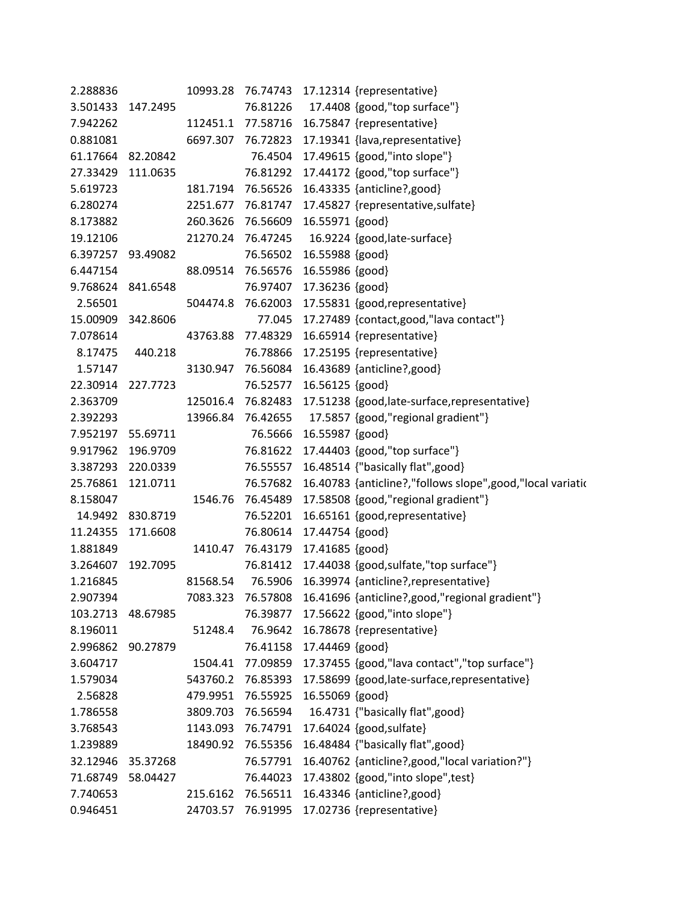| | | | | | |
|---|---|---|---|---|---|
| 2.288836 | | 10993.28 | 76.74743 | 17.12314 | {representative} |
| 3.501433 | 147.2495 | | 76.81226 | 17.4408 | {good,"top surface"} |
| 7.942262 | | 112451.1 | 77.58716 | 16.75847 | {representative} |
| 0.881081 | | 6697.307 | 76.72823 | 17.19341 | {lava,representative} |
| 61.17664 | 82.20842 | | 76.4504 | 17.49615 | {good,"into slope"} |
| 27.33429 | 111.0635 | | 76.81292 | 17.44172 | {good,"top surface"} |
| 5.619723 | | 181.7194 | 76.56526 | 16.43335 | {anticline?,good} |
| 6.280274 | | 2251.677 | 76.81747 | 17.45827 | {representative,sulfate} |
| 8.173882 | | 260.3626 | 76.56609 | 16.55971 | {good} |
| 19.12106 | | 21270.24 | 76.47245 | 16.9224 | {good,late-surface} |
| 6.397257 | 93.49082 | | 76.56502 | 16.55988 | {good} |
| 6.447154 | | 88.09514 | 76.56576 | 16.55986 | {good} |
| 9.768624 | 841.6548 | | 76.97407 | 17.36236 | {good} |
| 2.56501 | | 504474.8 | 76.62003 | 17.55831 | {good,representative} |
| 15.00909 | 342.8606 | | 77.045 | 17.27489 | {contact,good,"lava contact"} |
| 7.078614 | | 43763.88 | 77.48329 | 16.65914 | {representative} |
| 8.17475 | 440.218 | | 76.78866 | 17.25195 | {representative} |
| 1.57147 | | 3130.947 | 76.56084 | 16.43689 | {anticline?,good} |
| 22.30914 | 227.7723 | | 76.52577 | 16.56125 | {good} |
| 2.363709 | | 125016.4 | 76.82483 | 17.51238 | {good,late-surface,representative} |
| 2.392293 | | 13966.84 | 76.42655 | 17.5857 | {good,"regional gradient"} |
| 7.952197 | 55.69711 | | 76.5666 | 16.55987 | {good} |
| 9.917962 | 196.9709 | | 76.81622 | 17.44403 | {good,"top surface"} |
| 3.387293 | 220.0339 | | 76.55557 | 16.48514 | {"basically flat",good} |
| 25.76861 | 121.0711 | | 76.57682 | 16.40783 | {anticline?,"follows slope",good,"local variatio |
| 8.158047 | | 1546.76 | 76.45489 | 17.58508 | {good,"regional gradient"} |
| 14.9492 | 830.8719 | | 76.52201 | 16.65161 | {good,representative} |
| 11.24355 | 171.6608 | | 76.80614 | 17.44754 | {good} |
| 1.881849 | | 1410.47 | 76.43179 | 17.41685 | {good} |
| 3.264607 | 192.7095 | | 76.81412 | 17.44038 | {good,sulfate,"top surface"} |
| 1.216845 | | 81568.54 | 76.5906 | 16.39974 | {anticline?,representative} |
| 2.907394 | | 7083.323 | 76.57808 | 16.41696 | {anticline?,good,"regional gradient"} |
| 103.2713 | 48.67985 | | 76.39877 | 17.56622 | {good,"into slope"} |
| 8.196011 | | 51248.4 | 76.9642 | 16.78678 | {representative} |
| 2.996862 | 90.27879 | | 76.41158 | 17.44469 | {good} |
| 3.604717 | | 1504.41 | 77.09859 | 17.37455 | {good,"lava contact","top surface"} |
| 1.579034 | | 543760.2 | 76.85393 | 17.58699 | {good,late-surface,representative} |
| 2.56828 | | 479.9951 | 76.55925 | 16.55069 | {good} |
| 1.786558 | | 3809.703 | 76.56594 | 16.4731 | {"basically flat",good} |
| 3.768543 | | 1143.093 | 76.74791 | 17.64024 | {good,sulfate} |
| 1.239889 | | 18490.92 | 76.55356 | 16.48484 | {"basically flat",good} |
| 32.12946 | 35.37268 | | 76.57791 | 16.40762 | {anticline?,good,"local variation?"} |
| 71.68749 | 58.04427 | | 76.44023 | 17.43802 | {good,"into slope",test} |
| 7.740653 | | 215.6162 | 76.56511 | 16.43346 | {anticline?,good} |
| 0.946451 | | 24703.57 | 76.91995 | 17.02736 | {representative} |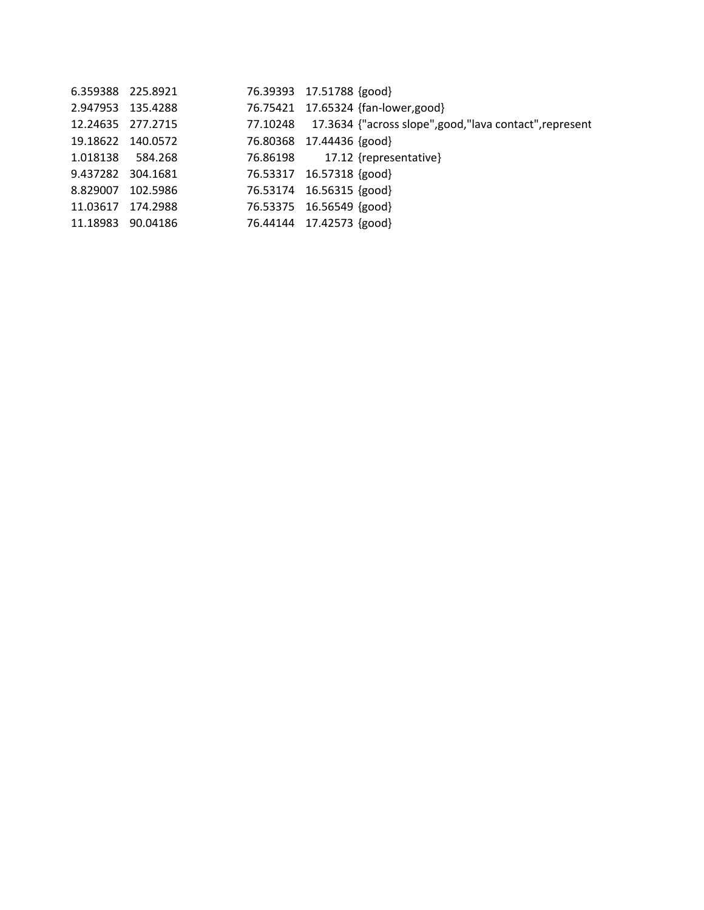| | | | | | |
|---|---|---|---|---|---|
| 6.359388 | 225.8921 | | 76.39393 | 17.51788 | {good} |
| 2.947953 | 135.4288 | | 76.75421 | 17.65324 | {fan-lower,good} |
| 12.24635 | 277.2715 | | 77.10248 | 17.3634 | {"across slope",good,"lava contact",represent |
| 19.18622 | 140.0572 | | 76.80368 | 17.44436 | {good} |
| 1.018138 | 584.268 | | 76.86198 | 17.12 | {representative} |
| 9.437282 | 304.1681 | | 76.53317 | 16.57318 | {good} |
| 8.829007 | 102.5986 | | 76.53174 | 16.56315 | {good} |
| 11.03617 | 174.2988 | | 76.53375 | 16.56549 | {good} |
| 11.18983 | 90.04186 | | 76.44144 | 17.42573 | {good} |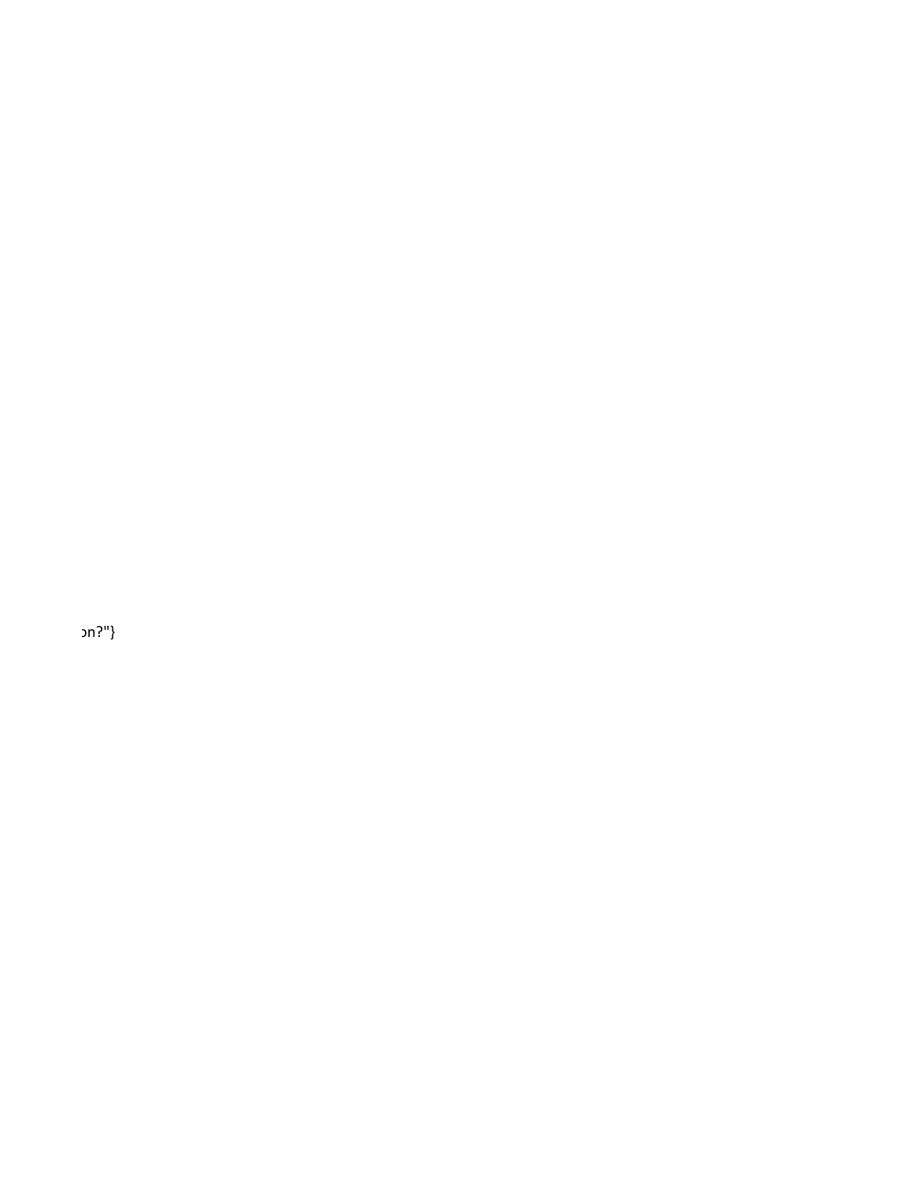on?"}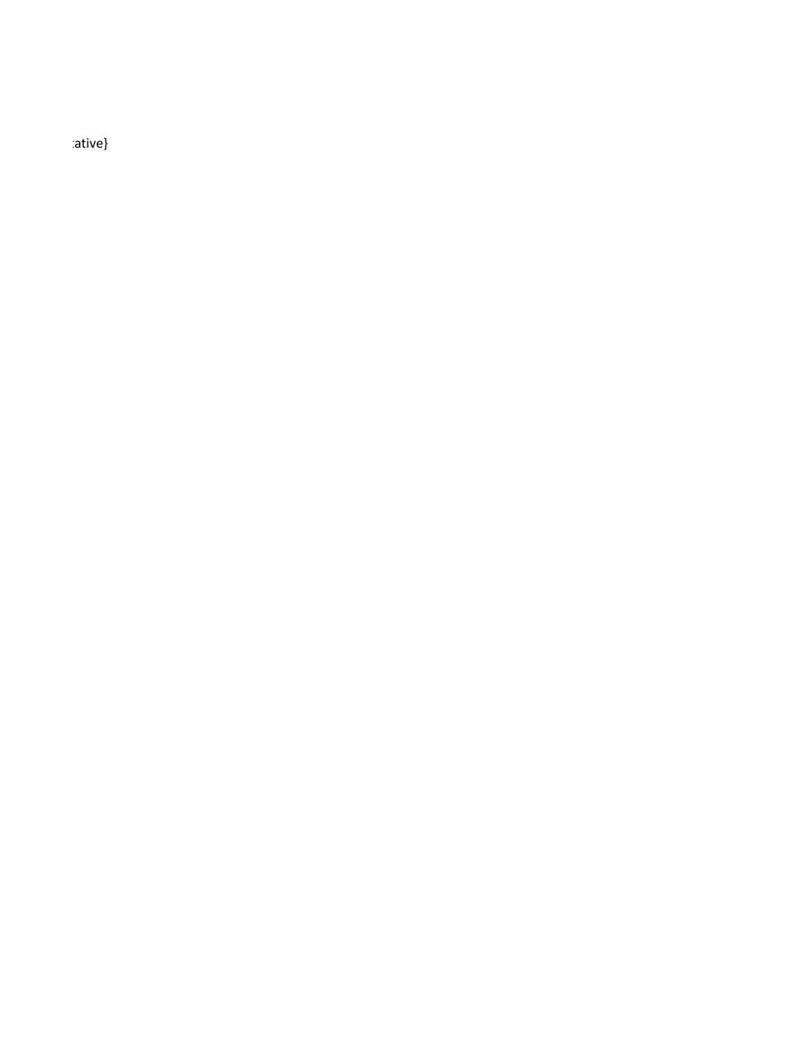:ative}